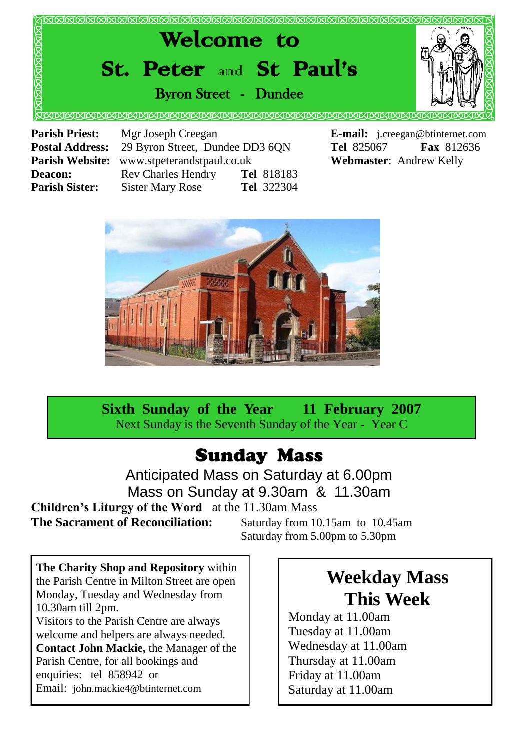# Welcome to

# St. Peter and St Paul's

## Byron Street - Dundee

**Parish Priest:** Mgr Joseph Creegan
**Postal Address:** 29 Byron Street, Dundee DD3 6QN
**Parish Website:** www.stpeterandstpaul.co.uk
**Deacon:** Rev Charles Hendry **Tel** 818183
**Parish Sister:** Sister Mary Rose **Tel** 322304

**E-mail:** j.creegan@btinternet.com
**Tel** 825067 **Fax** 812636
**Webmaster**: Andrew Kelly

**Sixth Sunday of the Year 11 February 2007**
Next Sunday is the Seventh Sunday of the Year - Year C

# Sunday Mass

Anticipated Mass on Saturday at 6.00pm
Mass on Sunday at 9.30am & 11.30am

**Children's Liturgy of the Word** at the 11.30am Mass
**The Sacrament of Reconciliation:** Saturday from 10.15am to 10.45am
Saturday from 5.00pm to 5.30pm

**The Charity Shop and Repository** within the Parish Centre in Milton Street are open Monday, Tuesday and Wednesday from 10.30am till 2pm.
Visitors to the Parish Centre are always welcome and helpers are always needed.
**Contact John Mackie,** the Manager of the Parish Centre, for all bookings and enquiries: tel 858942 or
Email: john.mackie4@btinternet.com

## Weekday Mass This Week

Monday at 11.00am
Tuesday at 11.00am
Wednesday at 11.00am
Thursday at 11.00am
Friday at 11.00am
Saturday at 11.00am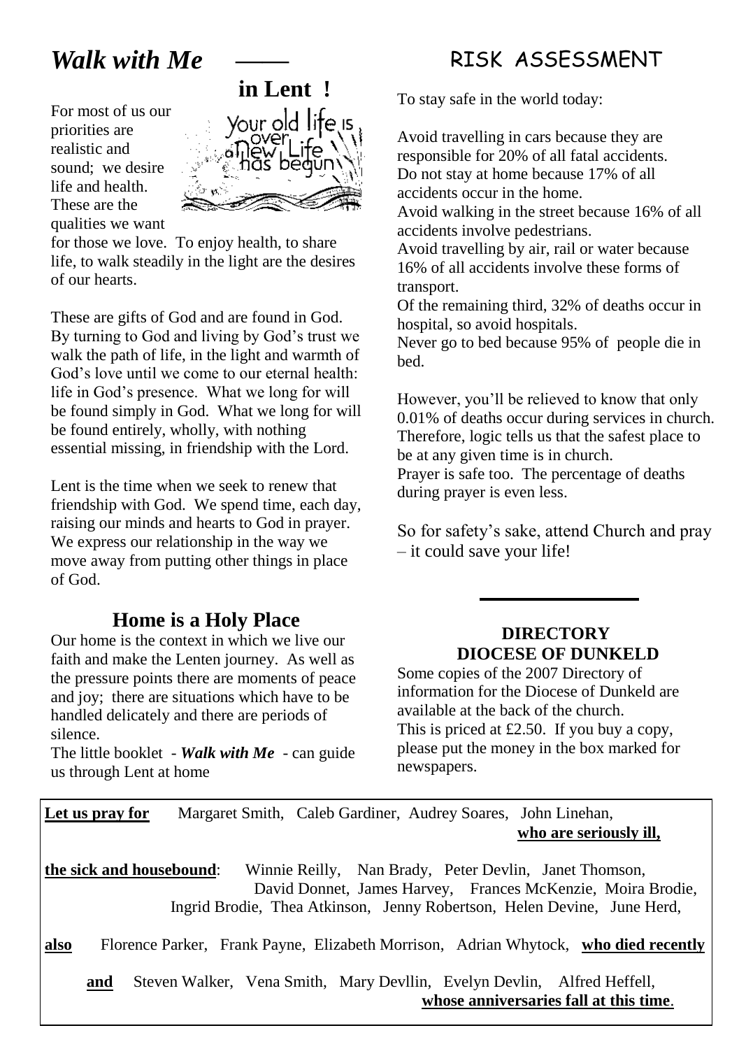# *Walk with Me* —— in Lent !

For most of us our priorities are realistic and sound; we desire life and health. These are the qualities we want for those we love. To enjoy health, to share life, to walk steadily in the light are the desires of our hearts.

These are gifts of God and are found in God. By turning to God and living by God's trust we walk the path of life, in the light and warmth of God's love until we come to our eternal health: life in God's presence. What we long for will be found simply in God. What we long for will be found entirely, wholly, with nothing essential missing, in friendship with the Lord.

Lent is the time when we seek to renew that friendship with God. We spend time, each day, raising our minds and hearts to God in prayer. We express our relationship in the way we move away from putting other things in place of God.

## Home is a Holy Place

Our home is the context in which we live our faith and make the Lenten journey. As well as the pressure points there are moments of peace and joy; there are situations which have to be handled delicately and there are periods of silence.

The little booklet - ***Walk with Me*** - can guide us through Lent at home

# RISK ASSESSMENT

To stay safe in the world today:

Avoid travelling in cars because they are responsible for 20% of all fatal accidents.
Do not stay at home because 17% of all accidents occur in the home.
Avoid walking in the street because 16% of all accidents involve pedestrians.
Avoid travelling by air, rail or water because 16% of all accidents involve these forms of transport.
Of the remaining third, 32% of deaths occur in hospital, so avoid hospitals.
Never go to bed because 95% of people die in bed.

However, you'll be relieved to know that only 0.01% of deaths occur during services in church. Therefore, logic tells us that the safest place to be at any given time is in church.
Prayer is safe too. The percentage of deaths during prayer is even less.

So for safety's sake, attend Church and pray – it could save your life!

## DIRECTORY
## DIOCESE OF DUNKELD

Some copies of the 2007 Directory of information for the Diocese of Dunkeld are available at the back of the church.
This is priced at £2.50. If you buy a copy, please put the money in the box marked for newspapers.

**Let us pray for** Margaret Smith, Caleb Gardiner, Audrey Soares, John Linehan, **who are seriously ill,**

**the sick and housebound**: Winnie Reilly, Nan Brady, Peter Devlin, Janet Thomson, David Donnet, James Harvey, Frances McKenzie, Moira Brodie, Ingrid Brodie, Thea Atkinson, Jenny Robertson, Helen Devine, June Herd,

**also** Florence Parker, Frank Payne, Elizabeth Morrison, Adrian Whytock, **who died recently**

**and** Steven Walker, Vena Smith, Mary Devllin, Evelyn Devlin, Alfred Heffell, **whose anniversaries fall at this time**.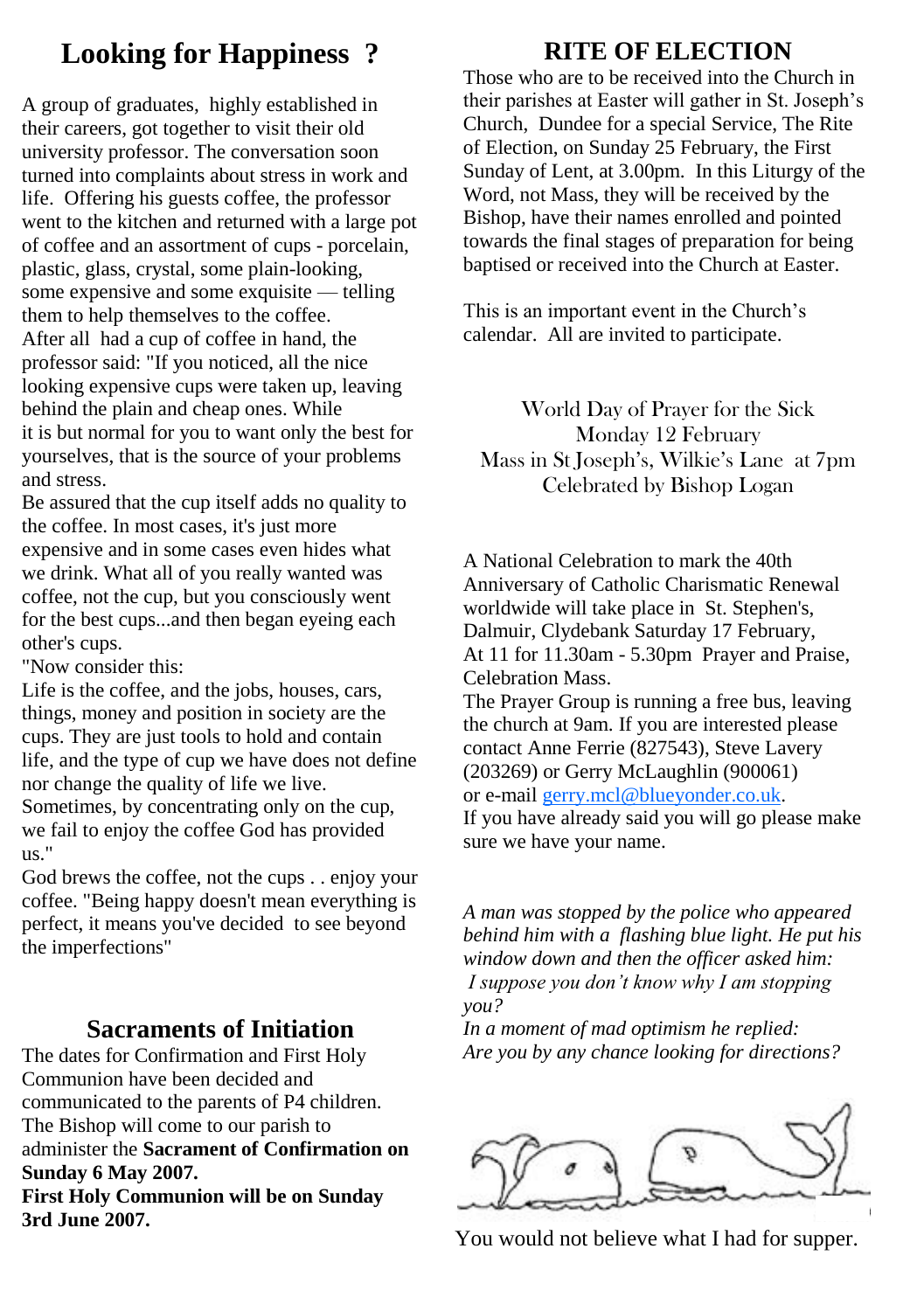# Looking for Happiness ?

A group of graduates, highly established in their careers, got together to visit their old university professor. The conversation soon turned into complaints about stress in work and life. Offering his guests coffee, the professor went to the kitchen and returned with a large pot of coffee and an assortment of cups - porcelain, plastic, glass, crystal, some plain-looking, some expensive and some exquisite — telling them to help themselves to the coffee.
After all had a cup of coffee in hand, the professor said: "If you noticed, all the nice looking expensive cups were taken up, leaving behind the plain and cheap ones. While it is but normal for you to want only the best for yourselves, that is the source of your problems and stress.
Be assured that the cup itself adds no quality to the coffee. In most cases, it's just more expensive and in some cases even hides what we drink. What all of you really wanted was coffee, not the cup, but you consciously went for the best cups...and then began eyeing each other's cups.
"Now consider this:
Life is the coffee, and the jobs, houses, cars, things, money and position in society are the cups. They are just tools to hold and contain life, and the type of cup we have does not define nor change the quality of life we live.
Sometimes, by concentrating only on the cup, we fail to enjoy the coffee God has provided us."
God brews the coffee, not the cups . . enjoy your coffee. "Being happy doesn't mean everything is perfect, it means you've decided to see beyond the imperfections"

## Sacraments of Initiation

The dates for Confirmation and First Holy Communion have been decided and communicated to the parents of P4 children. The Bishop will come to our parish to administer the **Sacrament of Confirmation on Sunday 6 May 2007.**
**First Holy Communion will be on Sunday 3rd June 2007.**

## RITE OF ELECTION

Those who are to be received into the Church in their parishes at Easter will gather in St. Joseph's Church, Dundee for a special Service, The Rite of Election, on Sunday 25 February, the First Sunday of Lent, at 3.00pm. In this Liturgy of the Word, not Mass, they will be received by the Bishop, have their names enrolled and pointed towards the final stages of preparation for being baptised or received into the Church at Easter.

This is an important event in the Church's calendar. All are invited to participate.

World Day of Prayer for the Sick
Monday 12 February
Mass in St Joseph's, Wilkie's Lane at 7pm
Celebrated by Bishop Logan

A National Celebration to mark the 40th Anniversary of Catholic Charismatic Renewal worldwide will take place in St. Stephen's, Dalmuir, Clydebank Saturday 17 February, At 11 for 11.30am - 5.30pm Prayer and Praise, Celebration Mass.
The Prayer Group is running a free bus, leaving the church at 9am. If you are interested please contact Anne Ferrie (827543), Steve Lavery (203269) or Gerry McLaughlin (900061) or e-mail gerry.mcl@blueyonder.co.uk.
If you have already said you will go please make sure we have your name.

*A man was stopped by the police who appeared behind him with a flashing blue light. He put his window down and then the officer asked him:*
*I suppose you don't know why I am stopping you?*
*In a moment of mad optimism he replied:*
*Are you by any chance looking for directions?*

You would not believe what I had for supper.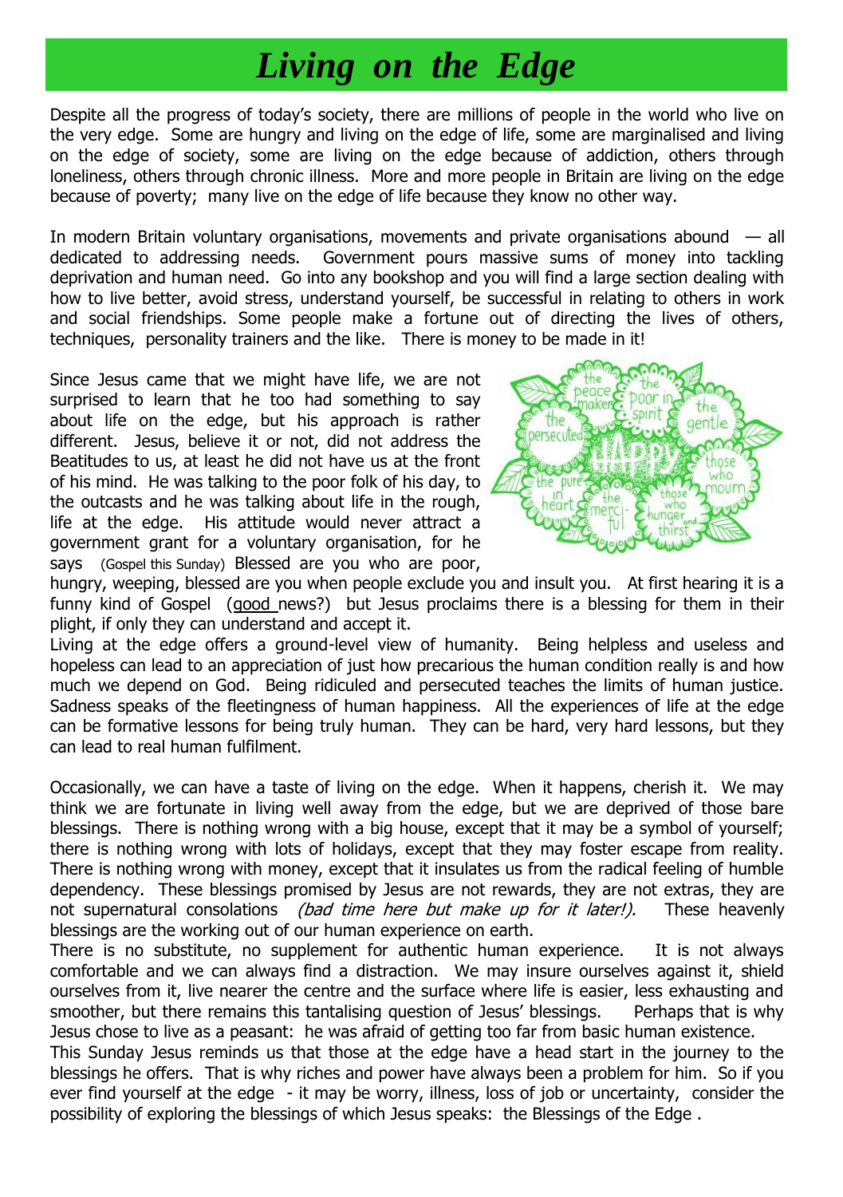# *Living on the Edge*

Despite all the progress of today's society, there are millions of people in the world who live on the very edge. Some are hungry and living on the edge of life, some are marginalised and living on the edge of society, some are living on the edge because of addiction, others through loneliness, others through chronic illness. More and more people in Britain are living on the edge because of poverty; many live on the edge of life because they know no other way.

In modern Britain voluntary organisations, movements and private organisations abound — all dedicated to addressing needs. Government pours massive sums of money into tackling deprivation and human need. Go into any bookshop and you will find a large section dealing with how to live better, avoid stress, understand yourself, be successful in relating to others in work and social friendships. Some people make a fortune out of directing the lives of others, techniques, personality trainers and the like. There is money to be made in it!

Since Jesus came that we might have life, we are not surprised to learn that he too had something to say about life on the edge, but his approach is rather different. Jesus, believe it or not, did not address the Beatitudes to us, at least he did not have us at the front of his mind. He was talking to the poor folk of his day, to the outcasts and he was talking about life in the rough, life at the edge. His attitude would never attract a government grant for a voluntary organisation, for he says (Gospel this Sunday) Blessed are you who are poor, hungry, weeping, blessed are you when people exclude you and insult you. At first hearing it is a funny kind of Gospel (good news?) but Jesus proclaims there is a blessing for them in their plight, if only they can understand and accept it.

Living at the edge offers a ground-level view of humanity. Being helpless and useless and hopeless can lead to an appreciation of just how precarious the human condition really is and how much we depend on God. Being ridiculed and persecuted teaches the limits of human justice. Sadness speaks of the fleetingness of human happiness. All the experiences of life at the edge can be formative lessons for being truly human. They can be hard, very hard lessons, but they can lead to real human fulfilment.

Occasionally, we can have a taste of living on the edge. When it happens, cherish it. We may think we are fortunate in living well away from the edge, but we are deprived of those bare blessings. There is nothing wrong with a big house, except that it may be a symbol of yourself; there is nothing wrong with lots of holidays, except that they may foster escape from reality. There is nothing wrong with money, except that it insulates us from the radical feeling of humble dependency. These blessings promised by Jesus are not rewards, they are not extras, they are not supernatural consolations *(bad time here but make up for it later!).* These heavenly blessings are the working out of our human experience on earth.

There is no substitute, no supplement for authentic human experience. It is not always comfortable and we can always find a distraction. We may insure ourselves against it, shield ourselves from it, live nearer the centre and the surface where life is easier, less exhausting and smoother, but there remains this tantalising question of Jesus' blessings. Perhaps that is why Jesus chose to live as a peasant: he was afraid of getting too far from basic human existence.

This Sunday Jesus reminds us that those at the edge have a head start in the journey to the blessings he offers. That is why riches and power have always been a problem for him. So if you ever find yourself at the edge - it may be worry, illness, loss of job or uncertainty, consider the possibility of exploring the blessings of which Jesus speaks: the Blessings of the Edge .